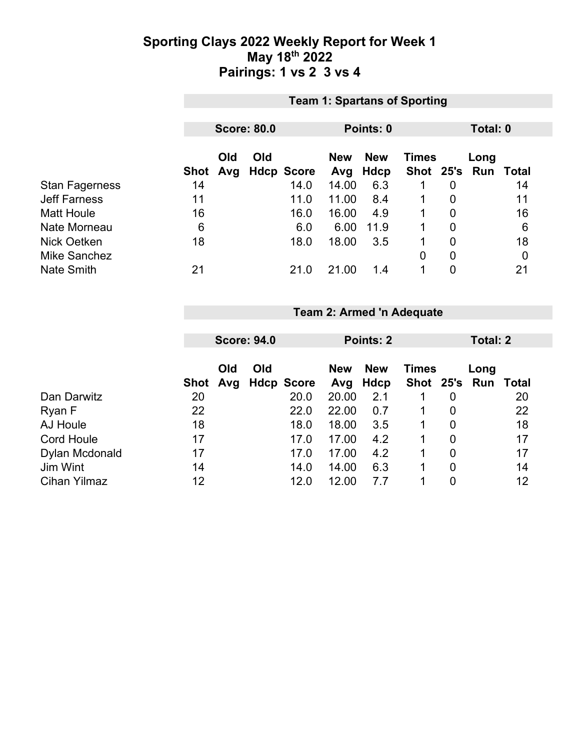# Sporting Clays 2022 Weekly Report for Week 1
## May 18th 2022
## Pairings: 1 vs 2  3 vs 4

### Team 1: Spartans of Sporting

**Score: 80.0** | **Points: 0** | **Total: 0**

| | Shot | Old Avg | Old Hdcp | Score | New Avg | New Hdcp | Times Shot | 25's | Long Run | Total |
|---|---|---|---|---|---|---|---|---|---|---|
| Stan Fagerness | 14 | | | 14.0 | 14.00 | 6.3 | 1 | 0 | | 14 |
| Jeff Farness | 11 | | | 11.0 | 11.00 | 8.4 | 1 | 0 | | 11 |
| Matt Houle | 16 | | | 16.0 | 16.00 | 4.9 | 1 | 0 | | 16 |
| Nate Morneau | 6 | | | 6.0 | 6.00 | 11.9 | 1 | 0 | | 6 |
| Nick Oetken | 18 | | | 18.0 | 18.00 | 3.5 | 1 | 0 | | 18 |
| Mike Sanchez | | | | | | | 0 | 0 | | 0 |
| Nate Smith | 21 | | | 21.0 | 21.00 | 1.4 | 1 | 0 | | 21 |

### Team 2: Armed 'n Adequate

**Score: 94.0** | **Points: 2** | **Total: 2**

| | Shot | Old Avg | Old Hdcp | Score | New Avg | New Hdcp | Times Shot | 25's | Long Run | Total |
|---|---|---|---|---|---|---|---|---|---|---|
| Dan Darwitz | 20 | | | 20.0 | 20.00 | 2.1 | 1 | 0 | | 20 |
| Ryan F | 22 | | | 22.0 | 22.00 | 0.7 | 1 | 0 | | 22 |
| AJ Houle | 18 | | | 18.0 | 18.00 | 3.5 | 1 | 0 | | 18 |
| Cord Houle | 17 | | | 17.0 | 17.00 | 4.2 | 1 | 0 | | 17 |
| Dylan Mcdonald | 17 | | | 17.0 | 17.00 | 4.2 | 1 | 0 | | 17 |
| Jim Wint | 14 | | | 14.0 | 14.00 | 6.3 | 1 | 0 | | 14 |
| Cihan Yilmaz | 12 | | | 12.0 | 12.00 | 7.7 | 1 | 0 | | 12 |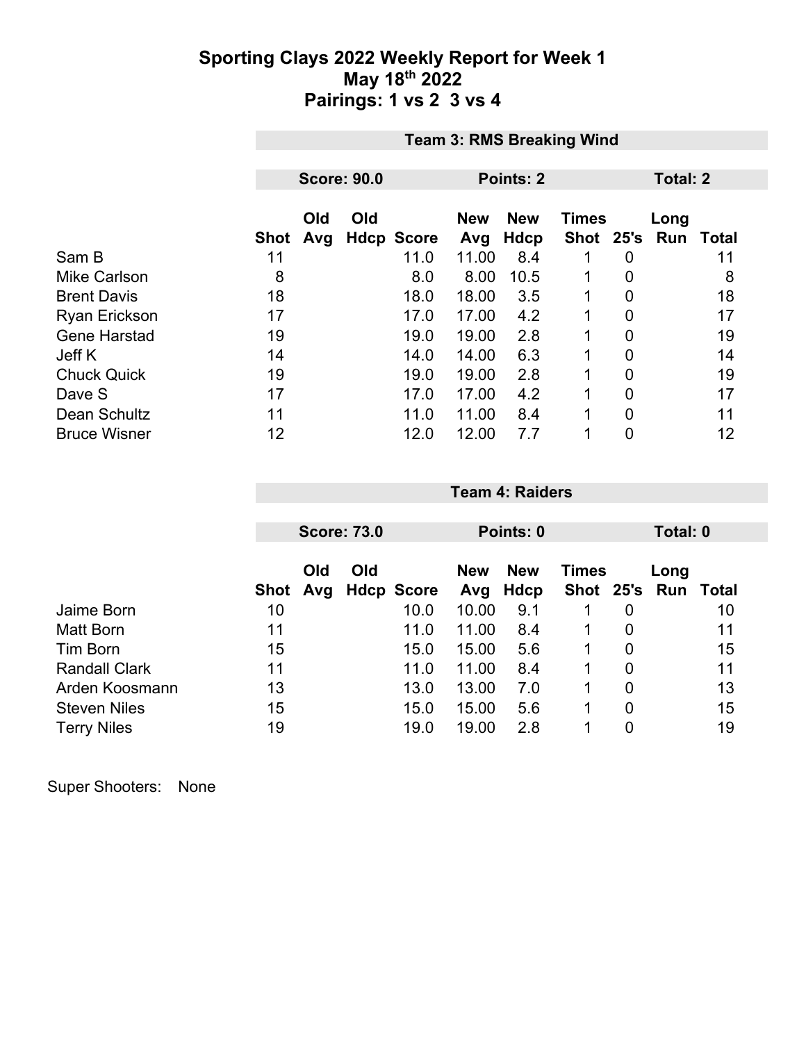# Sporting Clays 2022 Weekly Report for Week 1
## May 18th 2022
## Pairings: 1 vs 2 3 vs 4

| | Team 3: RMS Breaking Wind | | | | | | | | | |
|---|---|---|---|---|---|---|---|---|---|---|
| | Score: 90.0 | | | | Points: 2 | | | Total: 2 | | |
| | Shot | Old Avg | Old Hdcp | Score | New Avg | New Hdcp | Times Shot | 25's | Long Run | Total |
| Sam B | 11 | | | 11.0 | 11.00 | 8.4 | 1 | 0 | | 11 |
| Mike Carlson | 8 | | | 8.0 | 8.00 | 10.5 | 1 | 0 | | 8 |
| Brent Davis | 18 | | | 18.0 | 18.00 | 3.5 | 1 | 0 | | 18 |
| Ryan Erickson | 17 | | | 17.0 | 17.00 | 4.2 | 1 | 0 | | 17 |
| Gene Harstad | 19 | | | 19.0 | 19.00 | 2.8 | 1 | 0 | | 19 |
| Jeff K | 14 | | | 14.0 | 14.00 | 6.3 | 1 | 0 | | 14 |
| Chuck Quick | 19 | | | 19.0 | 19.00 | 2.8 | 1 | 0 | | 19 |
| Dave S | 17 | | | 17.0 | 17.00 | 4.2 | 1 | 0 | | 17 |
| Dean Schultz | 11 | | | 11.0 | 11.00 | 8.4 | 1 | 0 | | 11 |
| Bruce Wisner | 12 | | | 12.0 | 12.00 | 7.7 | 1 | 0 | | 12 |

| | Team 4: Raiders | | | | | | | | | |
|---|---|---|---|---|---|---|---|---|---|---|
| | Score: 73.0 | | | | Points: 0 | | | Total: 0 | | |
| | Shot | Old Avg | Old Hdcp | Score | New Avg | New Hdcp | Times Shot | 25's | Long Run | Total |
| Jaime Born | 10 | | | 10.0 | 10.00 | 9.1 | 1 | 0 | | 10 |
| Matt Born | 11 | | | 11.0 | 11.00 | 8.4 | 1 | 0 | | 11 |
| Tim Born | 15 | | | 15.0 | 15.00 | 5.6 | 1 | 0 | | 15 |
| Randall Clark | 11 | | | 11.0 | 11.00 | 8.4 | 1 | 0 | | 11 |
| Arden Koosmann | 13 | | | 13.0 | 13.00 | 7.0 | 1 | 0 | | 13 |
| Steven Niles | 15 | | | 15.0 | 15.00 | 5.6 | 1 | 0 | | 15 |
| Terry Niles | 19 | | | 19.0 | 19.00 | 2.8 | 1 | 0 | | 19 |

Super Shooters: None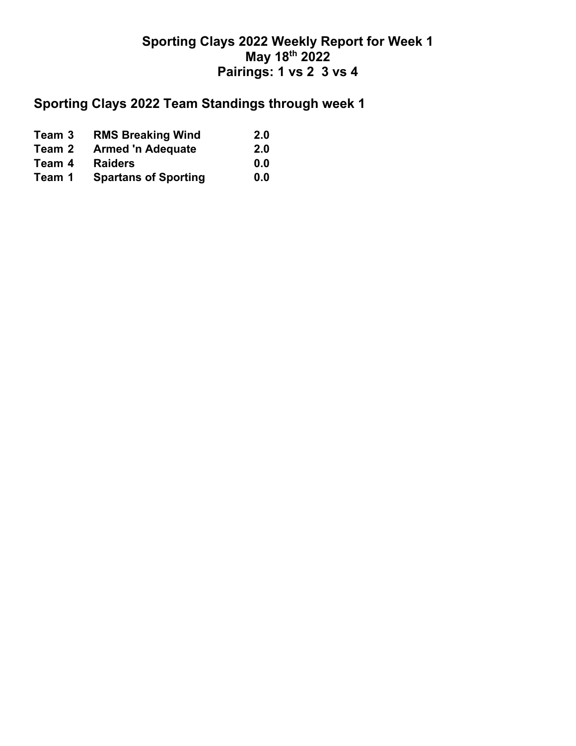# Sporting Clays 2022 Weekly Report for Week 1
## May 18th 2022
## Pairings: 1 vs 2  3 vs 4

## Sporting Clays 2022 Team Standings through week 1

| | | |
|---|---|---|
| Team 3 | RMS Breaking Wind | 2.0 |
| Team 2 | Armed 'n Adequate | 2.0 |
| Team 4 | Raiders | 0.0 |
| Team 1 | Spartans of Sporting | 0.0 |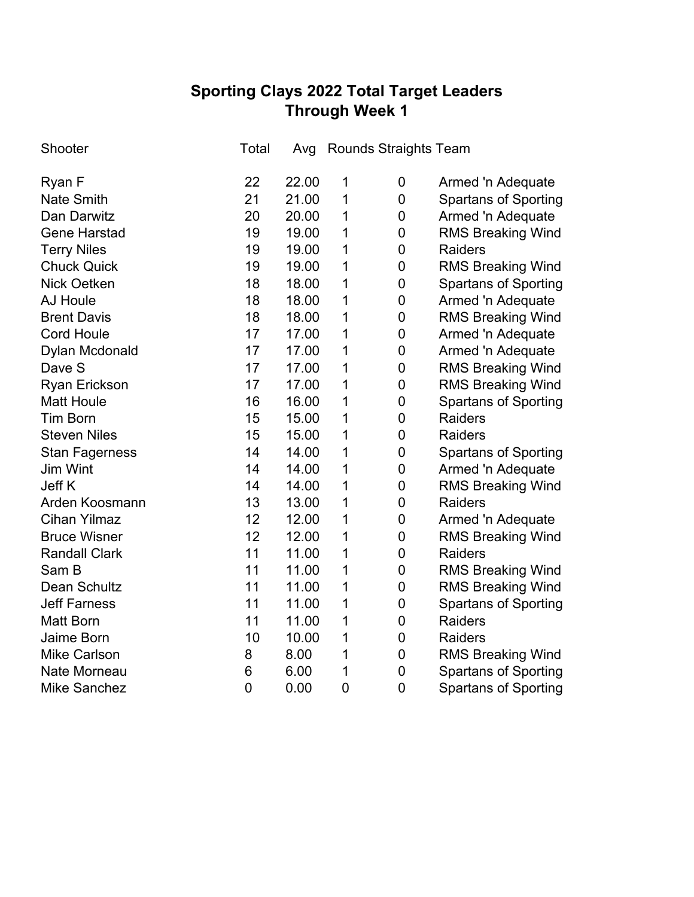# Sporting Clays 2022 Total Target Leaders
## Through Week 1

| Shooter | Total | Avg | Rounds | Straights | Team |
|---|---|---|---|---|---|
| Ryan F | 22 | 22.00 | 1 | 0 | Armed 'n Adequate |
| Nate Smith | 21 | 21.00 | 1 | 0 | Spartans of Sporting |
| Dan Darwitz | 20 | 20.00 | 1 | 0 | Armed 'n Adequate |
| Gene Harstad | 19 | 19.00 | 1 | 0 | RMS Breaking Wind |
| Terry Niles | 19 | 19.00 | 1 | 0 | Raiders |
| Chuck Quick | 19 | 19.00 | 1 | 0 | RMS Breaking Wind |
| Nick Oetken | 18 | 18.00 | 1 | 0 | Spartans of Sporting |
| AJ Houle | 18 | 18.00 | 1 | 0 | Armed 'n Adequate |
| Brent Davis | 18 | 18.00 | 1 | 0 | RMS Breaking Wind |
| Cord Houle | 17 | 17.00 | 1 | 0 | Armed 'n Adequate |
| Dylan Mcdonald | 17 | 17.00 | 1 | 0 | Armed 'n Adequate |
| Dave S | 17 | 17.00 | 1 | 0 | RMS Breaking Wind |
| Ryan Erickson | 17 | 17.00 | 1 | 0 | RMS Breaking Wind |
| Matt Houle | 16 | 16.00 | 1 | 0 | Spartans of Sporting |
| Tim Born | 15 | 15.00 | 1 | 0 | Raiders |
| Steven Niles | 15 | 15.00 | 1 | 0 | Raiders |
| Stan Fagerness | 14 | 14.00 | 1 | 0 | Spartans of Sporting |
| Jim Wint | 14 | 14.00 | 1 | 0 | Armed 'n Adequate |
| Jeff K | 14 | 14.00 | 1 | 0 | RMS Breaking Wind |
| Arden Koosmann | 13 | 13.00 | 1 | 0 | Raiders |
| Cihan Yilmaz | 12 | 12.00 | 1 | 0 | Armed 'n Adequate |
| Bruce Wisner | 12 | 12.00 | 1 | 0 | RMS Breaking Wind |
| Randall Clark | 11 | 11.00 | 1 | 0 | Raiders |
| Sam B | 11 | 11.00 | 1 | 0 | RMS Breaking Wind |
| Dean Schultz | 11 | 11.00 | 1 | 0 | RMS Breaking Wind |
| Jeff Farness | 11 | 11.00 | 1 | 0 | Spartans of Sporting |
| Matt Born | 11 | 11.00 | 1 | 0 | Raiders |
| Jaime Born | 10 | 10.00 | 1 | 0 | Raiders |
| Mike Carlson | 8 | 8.00 | 1 | 0 | RMS Breaking Wind |
| Nate Morneau | 6 | 6.00 | 1 | 0 | Spartans of Sporting |
| Mike Sanchez | 0 | 0.00 | 0 | 0 | Spartans of Sporting |